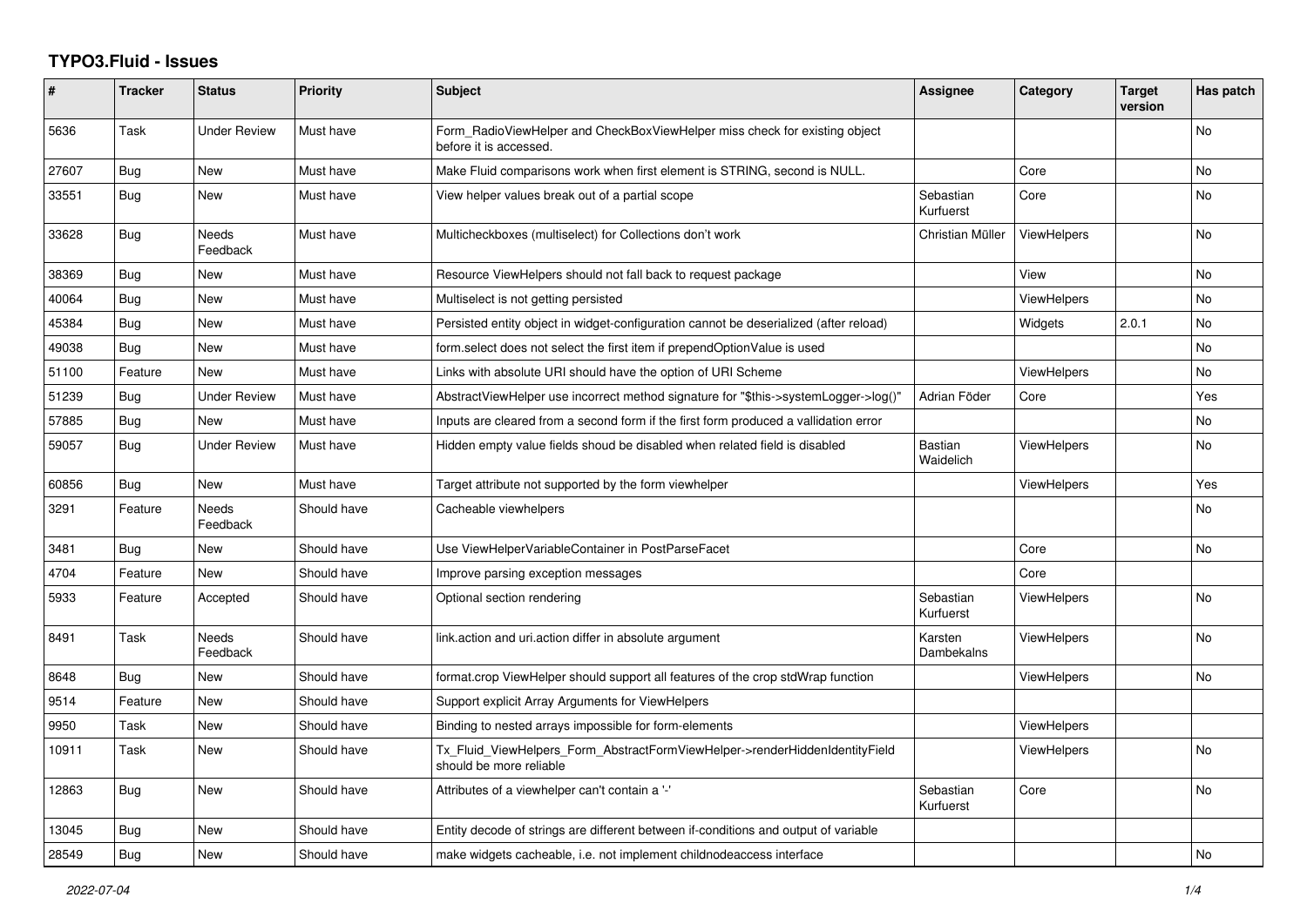# TYPO3.Fluid - Issues

| # | Tracker | Status | Priority | Subject | Assignee | Category | Target version | Has patch |
|---|---|---|---|---|---|---|---|---|
| 5636 | Task | Under Review | Must have | Form_RadioViewHelper and CheckBoxViewHelper miss check for existing object before it is accessed. | | | | No |
| 27607 | Bug | New | Must have | Make Fluid comparisons work when first element is STRING, second is NULL. | | Core | | No |
| 33551 | Bug | New | Must have | View helper values break out of a partial scope | Sebastian Kurfuerst | Core | | No |
| 33628 | Bug | Needs Feedback | Must have | Multicheckboxes (multiselect) for Collections don't work | Christian Müller | ViewHelpers | | No |
| 38369 | Bug | New | Must have | Resource ViewHelpers should not fall back to request package | | View | | No |
| 40064 | Bug | New | Must have | Multiselect is not getting persisted | | ViewHelpers | | No |
| 45384 | Bug | New | Must have | Persisted entity object in widget-configuration cannot be deserialized (after reload) | | Widgets | 2.0.1 | No |
| 49038 | Bug | New | Must have | form.select does not select the first item if prependOptionValue is used | | | | No |
| 51100 | Feature | New | Must have | Links with absolute URI should have the option of URI Scheme | | ViewHelpers | | No |
| 51239 | Bug | Under Review | Must have | AbstractViewHelper use incorrect method signature for "$this->systemLogger->log()" | Adrian Föder | Core | | Yes |
| 57885 | Bug | New | Must have | Inputs are cleared from a second form if the first form produced a vallidation error | | | | No |
| 59057 | Bug | Under Review | Must have | Hidden empty value fields shoud be disabled when related field is disabled | Bastian Waidelich | ViewHelpers | | No |
| 60856 | Bug | New | Must have | Target attribute not supported by the form viewhelper | | ViewHelpers | | Yes |
| 3291 | Feature | Needs Feedback | Should have | Cacheable viewhelpers | | | | No |
| 3481 | Bug | New | Should have | Use ViewHelperVariableContainer in PostParseFacet | | Core | | No |
| 4704 | Feature | New | Should have | Improve parsing exception messages | | Core | | |
| 5933 | Feature | Accepted | Should have | Optional section rendering | Sebastian Kurfuerst | ViewHelpers | | No |
| 8491 | Task | Needs Feedback | Should have | link.action and uri.action differ in absolute argument | Karsten Dambekalns | ViewHelpers | | No |
| 8648 | Bug | New | Should have | format.crop ViewHelper should support all features of the crop stdWrap function | | ViewHelpers | | No |
| 9514 | Feature | New | Should have | Support explicit Array Arguments for ViewHelpers | | | | |
| 9950 | Task | New | Should have | Binding to nested arrays impossible for form-elements | | ViewHelpers | | |
| 10911 | Task | New | Should have | Tx_Fluid_ViewHelpers_Form_AbstractFormViewHelper->renderHiddenIdentityField should be more reliable | | ViewHelpers | | No |
| 12863 | Bug | New | Should have | Attributes of a viewhelper can't contain a '-' | Sebastian Kurfuerst | Core | | No |
| 13045 | Bug | New | Should have | Entity decode of strings are different between if-conditions and output of variable | | | | |
| 28549 | Bug | New | Should have | make widgets cacheable, i.e. not implement childnodeaccess interface | | | | No |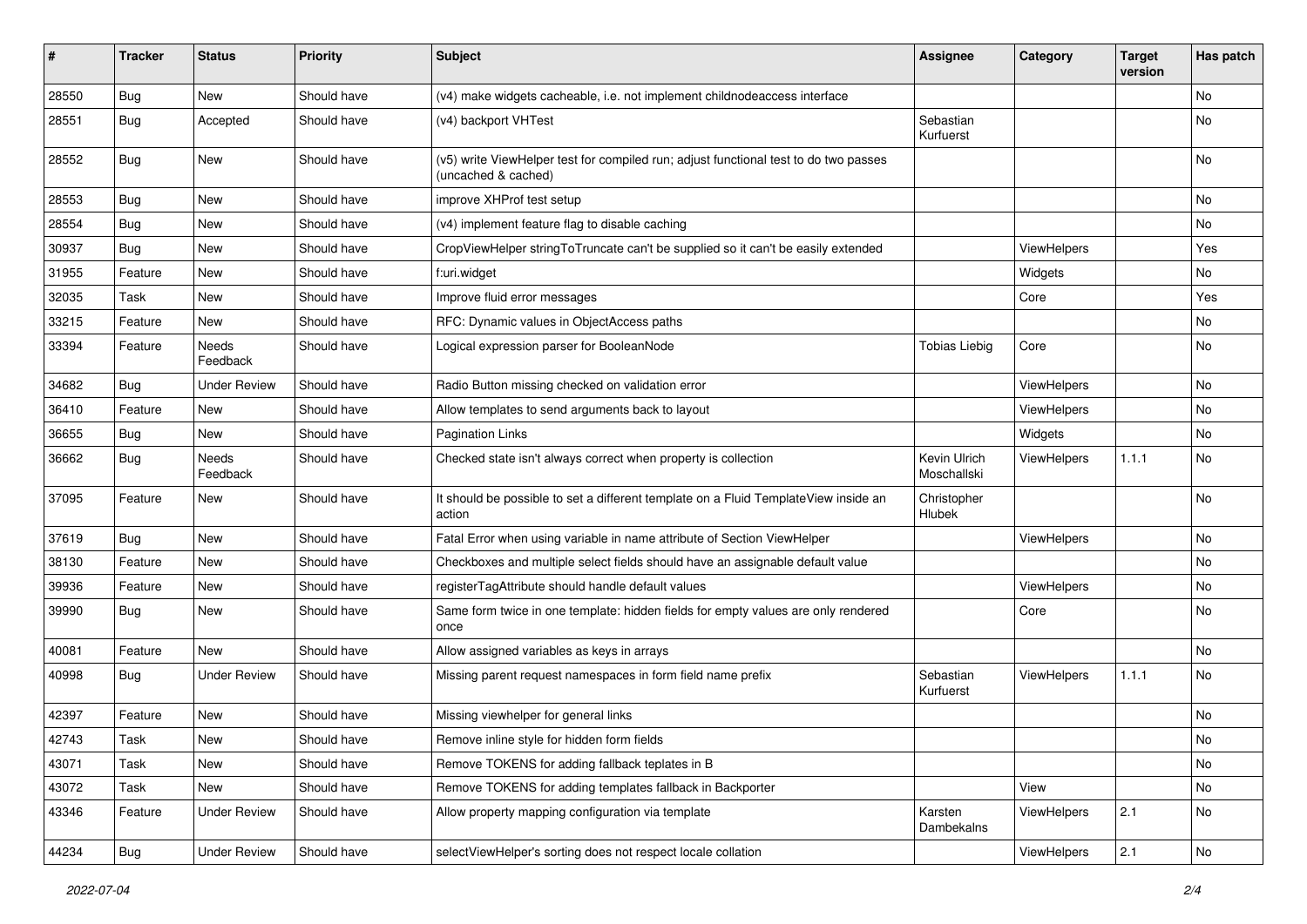| # | Tracker | Status | Priority | Subject | Assignee | Category | Target version | Has patch |
|---|---|---|---|---|---|---|---|---|
| 28550 | Bug | New | Should have | (v4) make widgets cacheable, i.e. not implement childnodeaccess interface | | | | No |
| 28551 | Bug | Accepted | Should have | (v4) backport VHTest | Sebastian Kurfuerst | | | No |
| 28552 | Bug | New | Should have | (v5) write ViewHelper test for compiled run; adjust functional test to do two passes (uncached & cached) | | | | No |
| 28553 | Bug | New | Should have | improve XHProf test setup | | | | No |
| 28554 | Bug | New | Should have | (v4) implement feature flag to disable caching | | | | No |
| 30937 | Bug | New | Should have | CropViewHelper stringToTruncate can't be supplied so it can't be easily extended | | ViewHelpers | | Yes |
| 31955 | Feature | New | Should have | f:uri.widget | | Widgets | | No |
| 32035 | Task | New | Should have | Improve fluid error messages | | Core | | Yes |
| 33215 | Feature | New | Should have | RFC: Dynamic values in ObjectAccess paths | | | | No |
| 33394 | Feature | Needs Feedback | Should have | Logical expression parser for BooleanNode | Tobias Liebig | Core | | No |
| 34682 | Bug | Under Review | Should have | Radio Button missing checked on validation error | | ViewHelpers | | No |
| 36410 | Feature | New | Should have | Allow templates to send arguments back to layout | | ViewHelpers | | No |
| 36655 | Bug | New | Should have | Pagination Links | | Widgets | | No |
| 36662 | Bug | Needs Feedback | Should have | Checked state isn't always correct when property is collection | Kevin Ulrich Moschallski | ViewHelpers | 1.1.1 | No |
| 37095 | Feature | New | Should have | It should be possible to set a different template on a Fluid TemplateView inside an action | Christopher Hlubek | | | No |
| 37619 | Bug | New | Should have | Fatal Error when using variable in name attribute of Section ViewHelper | | ViewHelpers | | No |
| 38130 | Feature | New | Should have | Checkboxes and multiple select fields should have an assignable default value | | | | No |
| 39936 | Feature | New | Should have | registerTagAttribute should handle default values | | ViewHelpers | | No |
| 39990 | Bug | New | Should have | Same form twice in one template: hidden fields for empty values are only rendered once | | Core | | No |
| 40081 | Feature | New | Should have | Allow assigned variables as keys in arrays | | | | No |
| 40998 | Bug | Under Review | Should have | Missing parent request namespaces in form field name prefix | Sebastian Kurfuerst | ViewHelpers | 1.1.1 | No |
| 42397 | Feature | New | Should have | Missing viewhelper for general links | | | | No |
| 42743 | Task | New | Should have | Remove inline style for hidden form fields | | | | No |
| 43071 | Task | New | Should have | Remove TOKENS for adding fallback teplates in B | | | | No |
| 43072 | Task | New | Should have | Remove TOKENS for adding templates fallback in Backporter | | View | | No |
| 43346 | Feature | Under Review | Should have | Allow property mapping configuration via template | Karsten Dambekalns | ViewHelpers | 2.1 | No |
| 44234 | Bug | Under Review | Should have | selectViewHelper's sorting does not respect locale collation | | ViewHelpers | 2.1 | No |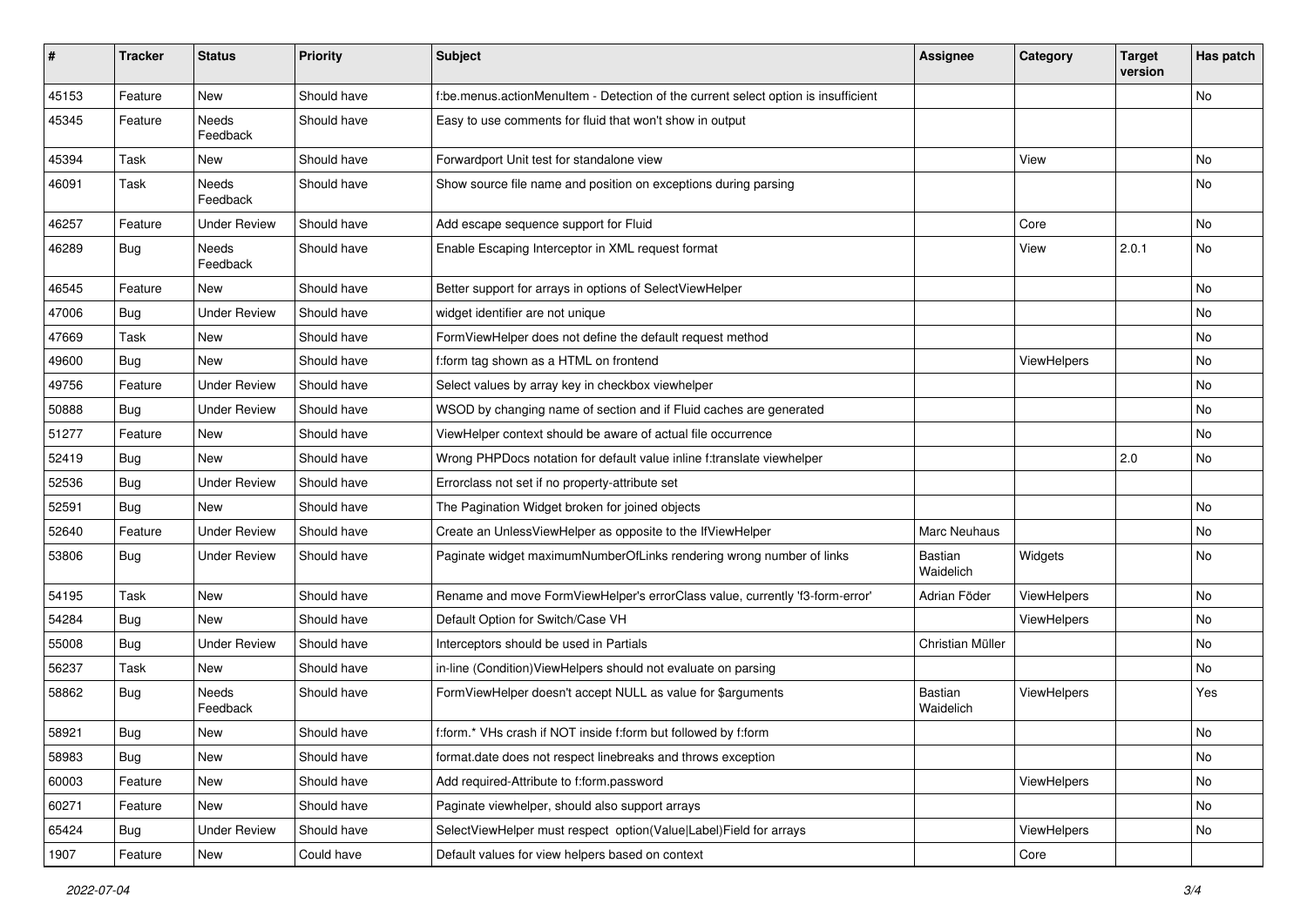| # | Tracker | Status | Priority | Subject | Assignee | Category | Target version | Has patch |
|---|---|---|---|---|---|---|---|---|
| 45153 | Feature | New | Should have | f:be.menus.actionMenuItem - Detection of the current select option is insufficient | | | | No |
| 45345 | Feature | Needs Feedback | Should have | Easy to use comments for fluid that won't show in output | | | | |
| 45394 | Task | New | Should have | Forwardport Unit test for standalone view | | View | | No |
| 46091 | Task | Needs Feedback | Should have | Show source file name and position on exceptions during parsing | | | | No |
| 46257 | Feature | Under Review | Should have | Add escape sequence support for Fluid | | Core | | No |
| 46289 | Bug | Needs Feedback | Should have | Enable Escaping Interceptor in XML request format | | View | 2.0.1 | No |
| 46545 | Feature | New | Should have | Better support for arrays in options of SelectViewHelper | | | | No |
| 47006 | Bug | Under Review | Should have | widget identifier are not unique | | | | No |
| 47669 | Task | New | Should have | FormViewHelper does not define the default request method | | | | No |
| 49600 | Bug | New | Should have | f:form tag shown as a HTML on frontend | | ViewHelpers | | No |
| 49756 | Feature | Under Review | Should have | Select values by array key in checkbox viewhelper | | | | No |
| 50888 | Bug | Under Review | Should have | WSOD by changing name of section and if Fluid caches are generated | | | | No |
| 51277 | Feature | New | Should have | ViewHelper context should be aware of actual file occurrence | | | | No |
| 52419 | Bug | New | Should have | Wrong PHPDocs notation for default value inline f:translate viewhelper | | | 2.0 | No |
| 52536 | Bug | Under Review | Should have | Errorclass not set if no property-attribute set | | | | |
| 52591 | Bug | New | Should have | The Pagination Widget broken for joined objects | | | | No |
| 52640 | Feature | Under Review | Should have | Create an UnlessViewHelper as opposite to the IfViewHelper | Marc Neuhaus | | | No |
| 53806 | Bug | Under Review | Should have | Paginate widget maximumNumberOfLinks rendering wrong number of links | Bastian Waidelich | Widgets | | No |
| 54195 | Task | New | Should have | Rename and move FormViewHelper's errorClass value, currently 'f3-form-error' | Adrian Föder | ViewHelpers | | No |
| 54284 | Bug | New | Should have | Default Option for Switch/Case VH | | ViewHelpers | | No |
| 55008 | Bug | Under Review | Should have | Interceptors should be used in Partials | Christian Müller | | | No |
| 56237 | Task | New | Should have | in-line (Condition)ViewHelpers should not evaluate on parsing | | | | No |
| 58862 | Bug | Needs Feedback | Should have | FormViewHelper doesn't accept NULL as value for $arguments | Bastian Waidelich | ViewHelpers | | Yes |
| 58921 | Bug | New | Should have | f:form.* VHs crash if NOT inside f:form but followed by f:form | | | | No |
| 58983 | Bug | New | Should have | format.date does not respect linebreaks and throws exception | | | | No |
| 60003 | Feature | New | Should have | Add required-Attribute to f:form.password | | ViewHelpers | | No |
| 60271 | Feature | New | Should have | Paginate viewhelper, should also support arrays | | | | No |
| 65424 | Bug | Under Review | Should have | SelectViewHelper must respect option(Value\|Label)Field for arrays | | ViewHelpers | | No |
| 1907 | Feature | New | Could have | Default values for view helpers based on context | | Core | | |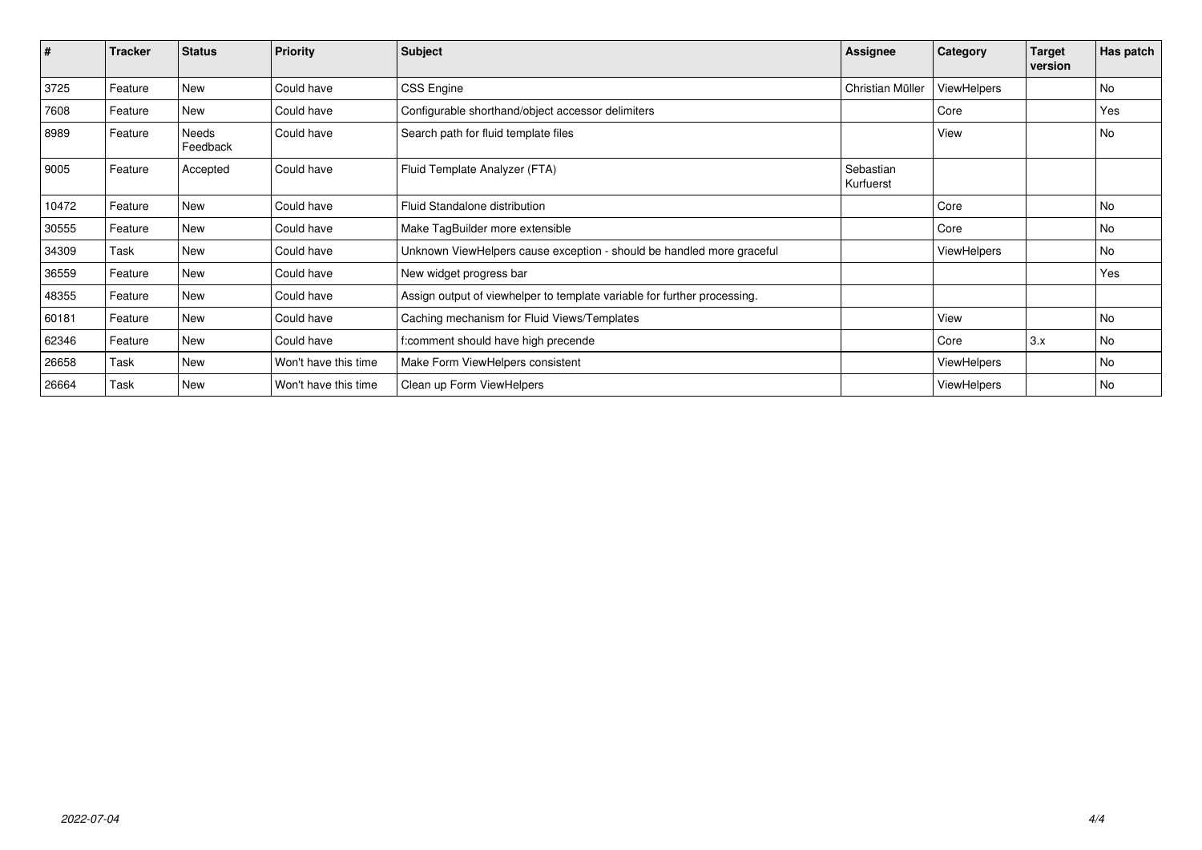| # | Tracker | Status | Priority | Subject | Assignee | Category | Target version | Has patch |
|---|---|---|---|---|---|---|---|---|
| 3725 | Feature | New | Could have | CSS Engine | Christian Müller | ViewHelpers | | No |
| 7608 | Feature | New | Could have | Configurable shorthand/object accessor delimiters | | Core | | Yes |
| 8989 | Feature | Needs Feedback | Could have | Search path for fluid template files | | View | | No |
| 9005 | Feature | Accepted | Could have | Fluid Template Analyzer (FTA) | Sebastian Kurfuerst | | | |
| 10472 | Feature | New | Could have | Fluid Standalone distribution | | Core | | No |
| 30555 | Feature | New | Could have | Make TagBuilder more extensible | | Core | | No |
| 34309 | Task | New | Could have | Unknown ViewHelpers cause exception - should be handled more graceful | | ViewHelpers | | No |
| 36559 | Feature | New | Could have | New widget progress bar | | | | Yes |
| 48355 | Feature | New | Could have | Assign output of viewhelper to template variable for further processing. | | | | |
| 60181 | Feature | New | Could have | Caching mechanism for Fluid Views/Templates | | View | | No |
| 62346 | Feature | New | Could have | f:comment should have high precende | | Core | 3.x | No |
| 26658 | Task | New | Won't have this time | Make Form ViewHelpers consistent | | ViewHelpers | | No |
| 26664 | Task | New | Won't have this time | Clean up Form ViewHelpers | | ViewHelpers | | No |

*2022-07-04*